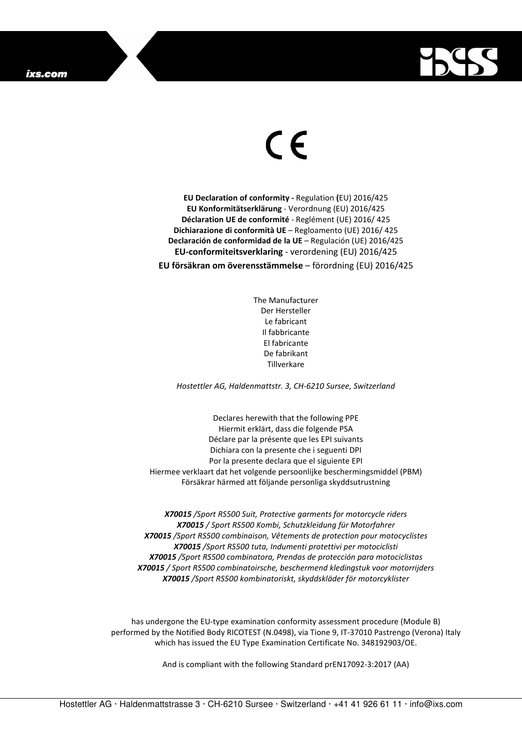CE

**EU Declaration of conformity -** Regulation **(**EU) 2016/425
**EU Konformitätserklärung** - Verordnung (EU) 2016/425
**Déclaration UE de conformité** - Reglément (UE) 2016/ 425
**Dichiarazione di conformità UE** – Regloamento (UE) 2016/ 425
**Declaración de conformidad de la UE** – Regulación (UE) 2016/425
**EU-conformiteitsverklaring** - verordening (EU) 2016/425
**EU försäkran om överensstämmelse** – förordning (EU) 2016/425

The Manufacturer
Der Hersteller
Le fabricant
Il fabbricante
El fabricante
De fabrikant
Tillverkare

*Hostettler AG, Haldenmattstr. 3, CH-6210 Sursee, Switzerland*

Declares herewith that the following PPE
Hiermit erklärt, dass die folgende PSA
Déclare par la présente que les EPI suivants
Dichiara con la presente che i seguenti DPI
Por la presente declara que el siguiente EPI
Hiermee verklaart dat het volgende persoonlijke beschermingsmiddel (PBM)
Försäkrar härmed att följande personliga skyddsutrustning

***X70015*** */Sport RS500 Suit, Protective garments for motorcycle riders*
***X70015*** */ Sport RS500 Kombi, Schutzkleidung für Motorfahrer*
***X70015*** */Sport RS500 combinaison, Vêtements de protection pour motocyclistes*
***X70015*** */Sport RS500 tuta, Indumenti protettivi per motociclisti*
***X70015*** */Sport RS500 combinatora, Prendas de protección para motociclistas*
***X70015*** */ Sport RS500 combinatoirsche, beschermend kledingstuk voor motorrijders*
***X70015*** */Sport RS500 kombinatoriskt, skyddskläder för motorcyklister*

has undergone the EU-type examination conformity assessment procedure (Module B) performed by the Notified Body RICOTEST (N.0498), via Tione 9, IT-37010 Pastrengo (Verona) Italy which has issued the EU Type Examination Certificate No. 348192903/OE.

And is compliant with the following Standard prEN17092-3:2017 (AA)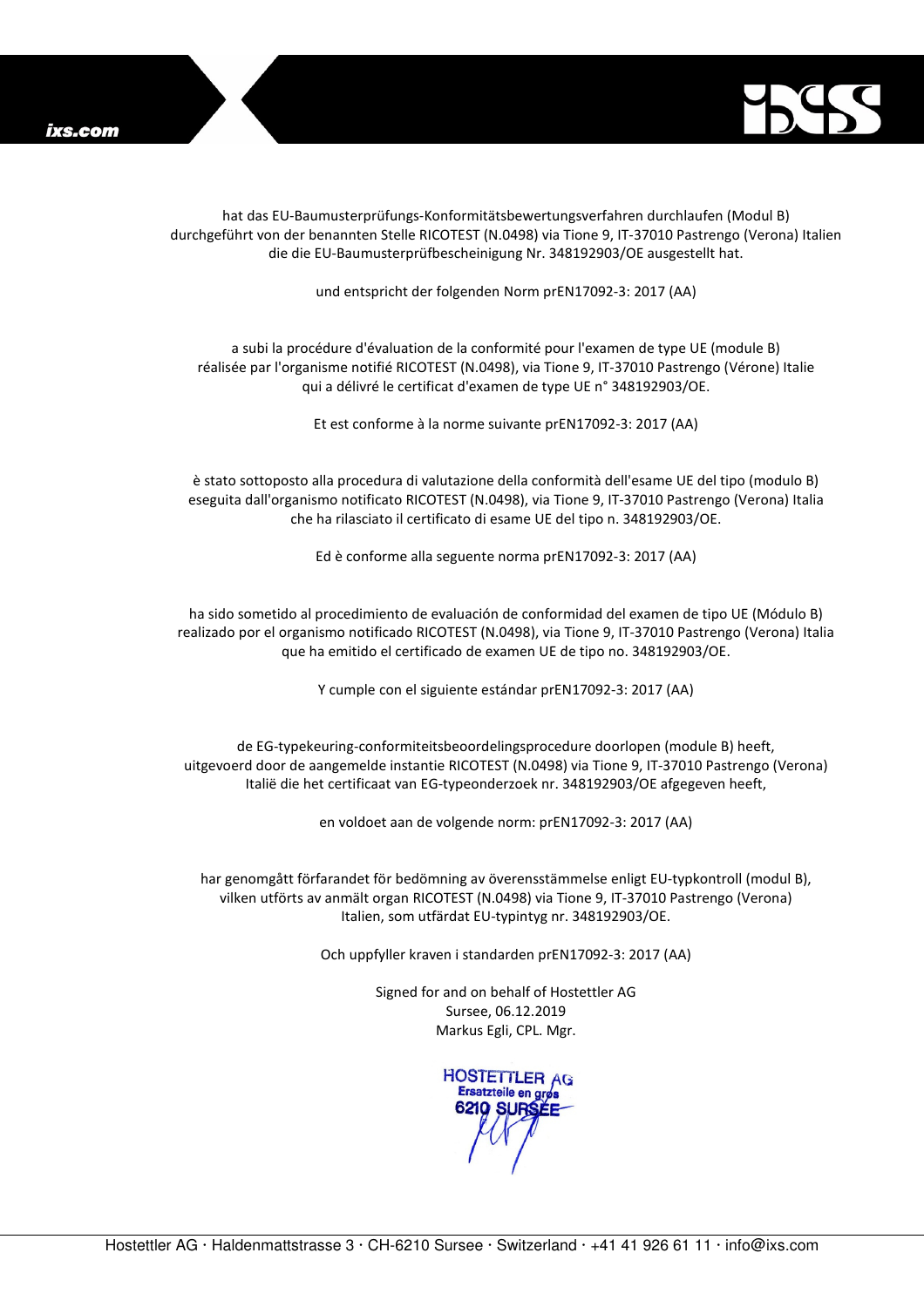hat das EU-Baumusterprüfungs-Konformitätsbewertungsverfahren durchlaufen (Modul B) durchgeführt von der benannten Stelle RICOTEST (N.0498) via Tione 9, IT-37010 Pastrengo (Verona) Italien die die EU-Baumusterprüfbescheinigung Nr. 348192903/OE ausgestellt hat.

und entspricht der folgenden Norm prEN17092-3: 2017 (AA)

a subi la procédure d'évaluation de la conformité pour l'examen de type UE (module B) réalisée par l'organisme notifié RICOTEST (N.0498), via Tione 9, IT-37010 Pastrengo (Vérone) Italie qui a délivré le certificat d'examen de type UE n° 348192903/OE.

Et est conforme à la norme suivante prEN17092-3: 2017 (AA)

è stato sottoposto alla procedura di valutazione della conformità dell'esame UE del tipo (modulo B) eseguita dall'organismo notificato RICOTEST (N.0498), via Tione 9, IT-37010 Pastrengo (Verona) Italia che ha rilasciato il certificato di esame UE del tipo n. 348192903/OE.

Ed è conforme alla seguente norma prEN17092-3: 2017 (AA)

ha sido sometido al procedimiento de evaluación de conformidad del examen de tipo UE (Módulo B) realizado por el organismo notificado RICOTEST (N.0498), via Tione 9, IT-37010 Pastrengo (Verona) Italia que ha emitido el certificado de examen UE de tipo no. 348192903/OE.

Y cumple con el siguiente estándar prEN17092-3: 2017 (AA)

de EG-typekeuring-conformiteitsbeoordelingsprocedure doorlopen (module B) heeft, uitgevoerd door de aangemelde instantie RICOTEST (N.0498) via Tione 9, IT-37010 Pastrengo (Verona) Italië die het certificaat van EG-typeonderzoek nr. 348192903/OE afgegeven heeft,

en voldoet aan de volgende norm: prEN17092-3: 2017 (AA)

har genomgått förfarandet för bedömning av överensstämmelse enligt EU-typkontroll (modul B), vilken utförts av anmält organ RICOTEST (N.0498) via Tione 9, IT-37010 Pastrengo (Verona) Italien, som utfärdat EU-typintyg nr. 348192903/OE.

Och uppfyller kraven i standarden prEN17092-3: 2017 (AA)

Signed for and on behalf of Hostettler AG
Sursee, 06.12.2019
Markus Egli, CPL. Mgr.

HOSTETTLER AG
Ersatzteile en gros
6210 SURSEE